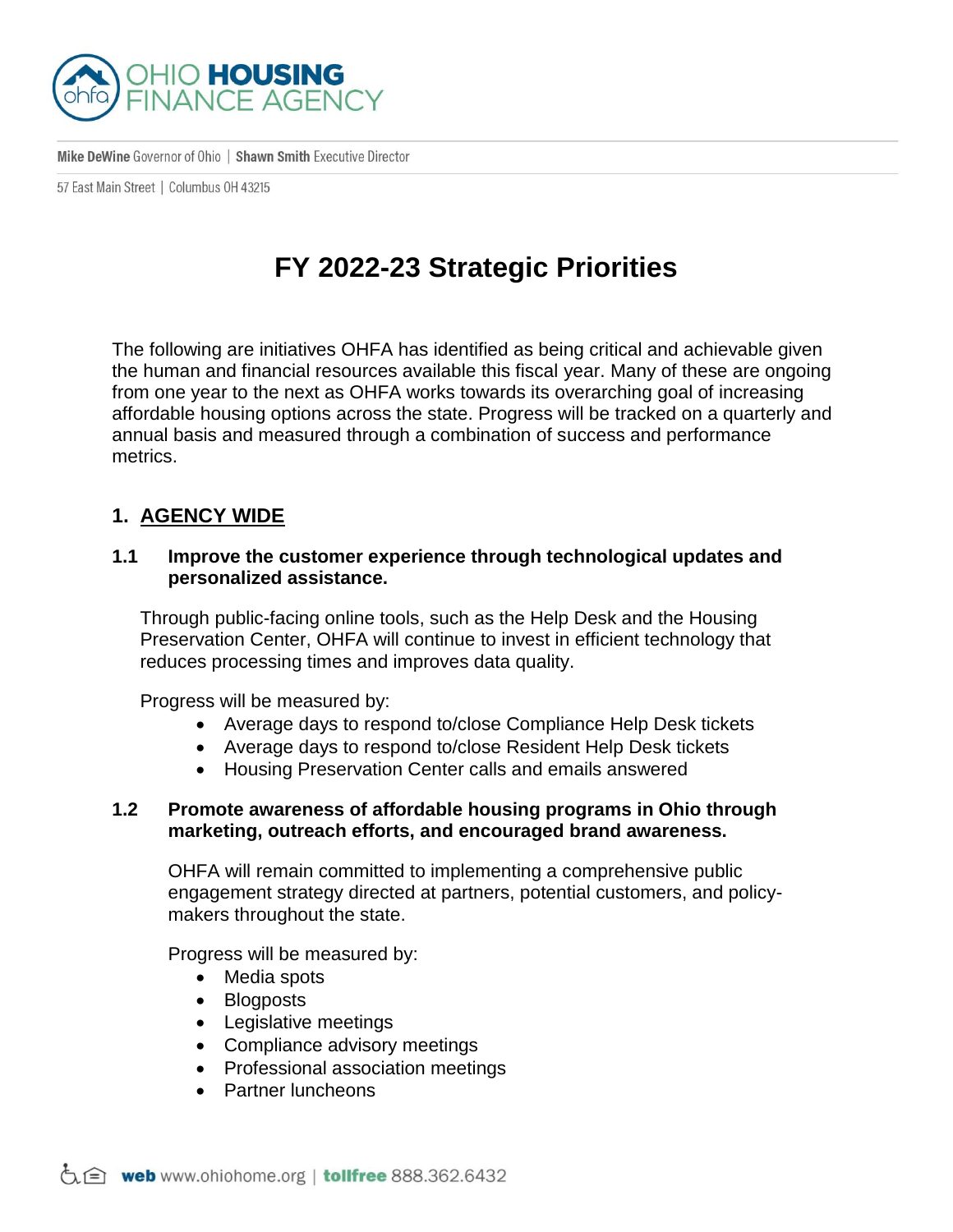OHIO HOUSING FINANCE AGENCY

Mike DeWine Governor of Ohio | Shawn Smith Executive Director

57 East Main Street | Columbus OH 43215

# FY 2022-23 Strategic Priorities

The following are initiatives OHFA has identified as being critical and achievable given the human and financial resources available this fiscal year. Many of these are ongoing from one year to the next as OHFA works towards its overarching goal of increasing affordable housing options across the state. Progress will be tracked on a quarterly and annual basis and measured through a combination of success and performance metrics.

## 1. AGENCY WIDE

### 1.1 Improve the customer experience through technological updates and personalized assistance.

Through public-facing online tools, such as the Help Desk and the Housing Preservation Center, OHFA will continue to invest in efficient technology that reduces processing times and improves data quality.

Progress will be measured by:

- Average days to respond to/close Compliance Help Desk tickets
- Average days to respond to/close Resident Help Desk tickets
- Housing Preservation Center calls and emails answered

### 1.2 Promote awareness of affordable housing programs in Ohio through marketing, outreach efforts, and encouraged brand awareness.

OHFA will remain committed to implementing a comprehensive public engagement strategy directed at partners, potential customers, and policy-makers throughout the state.

Progress will be measured by:

- Media spots
- Blogposts
- Legislative meetings
- Compliance advisory meetings
- Professional association meetings
- Partner luncheons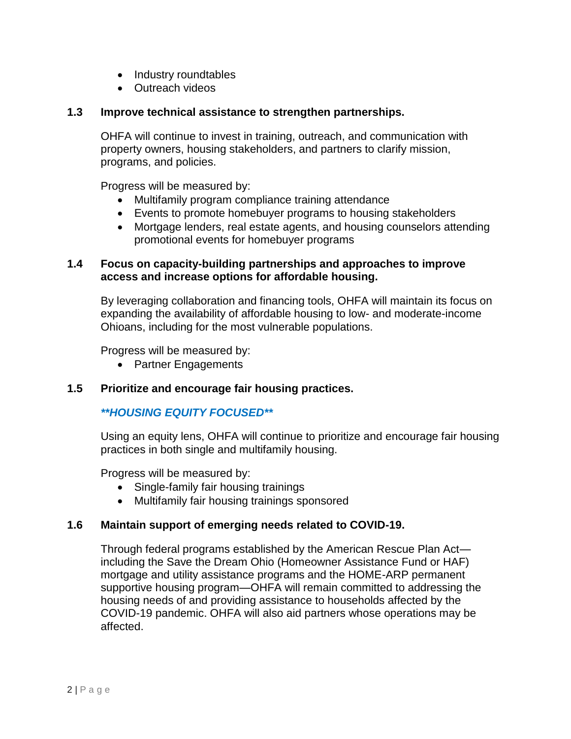- Industry roundtables
- Outreach videos

### 1.3 Improve technical assistance to strengthen partnerships.

OHFA will continue to invest in training, outreach, and communication with property owners, housing stakeholders, and partners to clarify mission, programs, and policies.

Progress will be measured by:

- Multifamily program compliance training attendance
- Events to promote homebuyer programs to housing stakeholders
- Mortgage lenders, real estate agents, and housing counselors attending promotional events for homebuyer programs

### 1.4 Focus on capacity-building partnerships and approaches to improve access and increase options for affordable housing.

By leveraging collaboration and financing tools, OHFA will maintain its focus on expanding the availability of affordable housing to low- and moderate-income Ohioans, including for the most vulnerable populations.

Progress will be measured by:

- Partner Engagements

### 1.5 Prioritize and encourage fair housing practices.

***HOUSING EQUITY FOCUSED***

Using an equity lens, OHFA will continue to prioritize and encourage fair housing practices in both single and multifamily housing.

Progress will be measured by:

- Single-family fair housing trainings
- Multifamily fair housing trainings sponsored

### 1.6 Maintain support of emerging needs related to COVID-19.

Through federal programs established by the American Rescue Plan Act—including the Save the Dream Ohio (Homeowner Assistance Fund or HAF) mortgage and utility assistance programs and the HOME-ARP permanent supportive housing program—OHFA will remain committed to addressing the housing needs of and providing assistance to households affected by the COVID-19 pandemic. OHFA will also aid partners whose operations may be affected.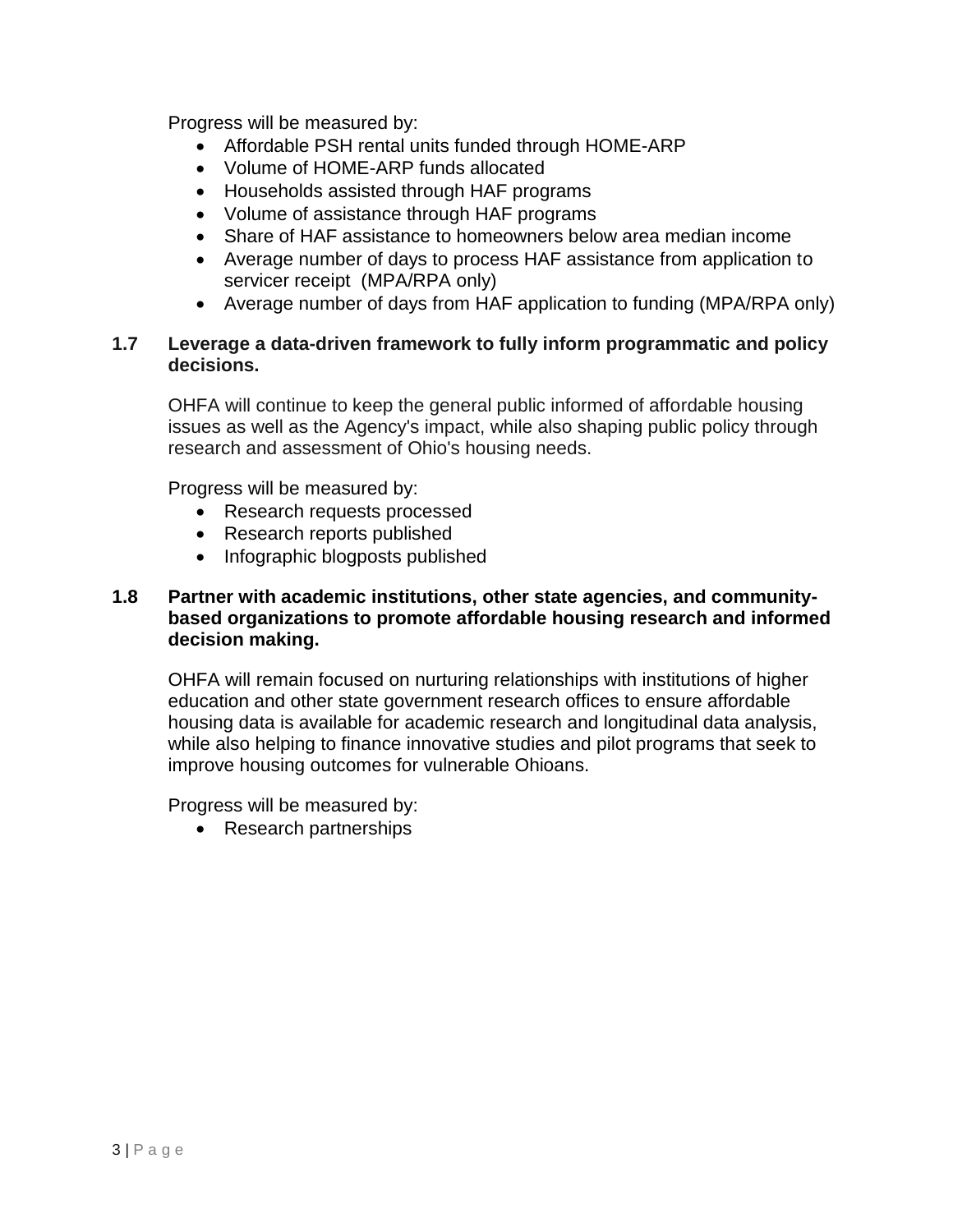Progress will be measured by:

- Affordable PSH rental units funded through HOME-ARP
- Volume of HOME-ARP funds allocated
- Households assisted through HAF programs
- Volume of assistance through HAF programs
- Share of HAF assistance to homeowners below area median income
- Average number of days to process HAF assistance from application to servicer receipt (MPA/RPA only)
- Average number of days from HAF application to funding (MPA/RPA only)

### 1.7 Leverage a data-driven framework to fully inform programmatic and policy decisions.

OHFA will continue to keep the general public informed of affordable housing issues as well as the Agency's impact, while also shaping public policy through research and assessment of Ohio's housing needs.

Progress will be measured by:

- Research requests processed
- Research reports published
- Infographic blogposts published

### 1.8 Partner with academic institutions, other state agencies, and community-based organizations to promote affordable housing research and informed decision making.

OHFA will remain focused on nurturing relationships with institutions of higher education and other state government research offices to ensure affordable housing data is available for academic research and longitudinal data analysis, while also helping to finance innovative studies and pilot programs that seek to improve housing outcomes for vulnerable Ohioans.

Progress will be measured by:

- Research partnerships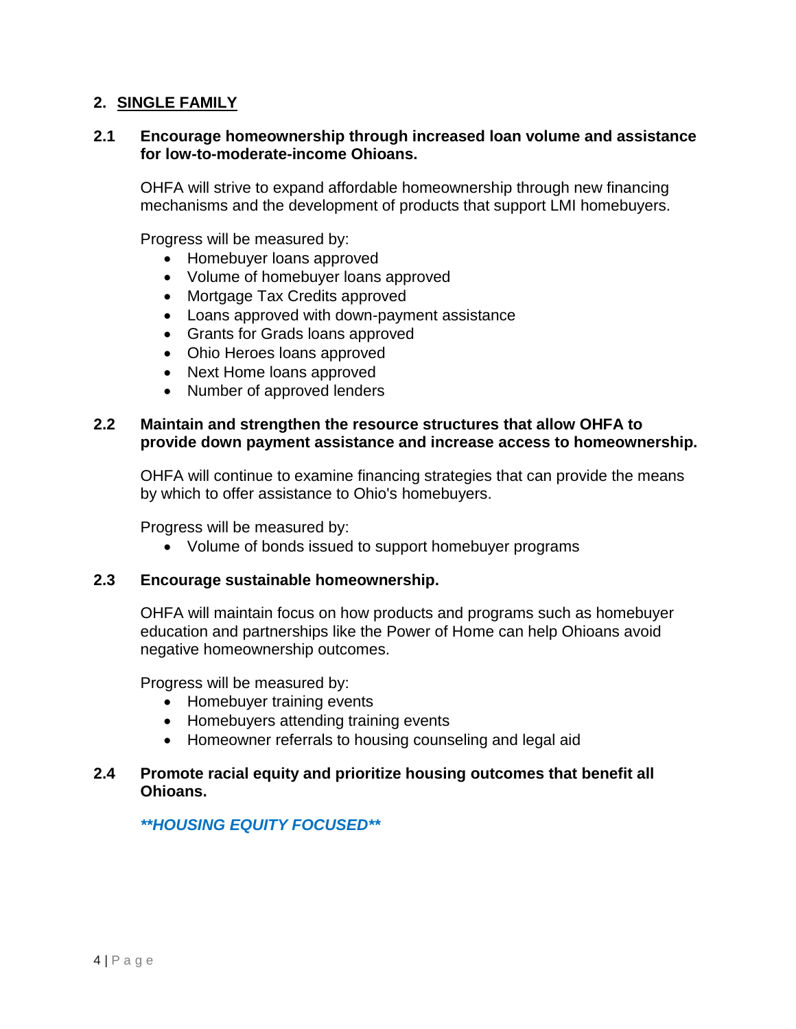## 2. SINGLE FAMILY

### 2.1 Encourage homeownership through increased loan volume and assistance for low-to-moderate-income Ohioans.

OHFA will strive to expand affordable homeownership through new financing mechanisms and the development of products that support LMI homebuyers.

Progress will be measured by:

- Homebuyer loans approved
- Volume of homebuyer loans approved
- Mortgage Tax Credits approved
- Loans approved with down-payment assistance
- Grants for Grads loans approved
- Ohio Heroes loans approved
- Next Home loans approved
- Number of approved lenders

### 2.2 Maintain and strengthen the resource structures that allow OHFA to provide down payment assistance and increase access to homeownership.

OHFA will continue to examine financing strategies that can provide the means by which to offer assistance to Ohio's homebuyers.

Progress will be measured by:

- Volume of bonds issued to support homebuyer programs

### 2.3 Encourage sustainable homeownership.

OHFA will maintain focus on how products and programs such as homebuyer education and partnerships like the Power of Home can help Ohioans avoid negative homeownership outcomes.

Progress will be measured by:

- Homebuyer training events
- Homebuyers attending training events
- Homeowner referrals to housing counseling and legal aid

### 2.4 Promote racial equity and prioritize housing outcomes that benefit all Ohioans.

***\*\*HOUSING EQUITY FOCUSED\*\****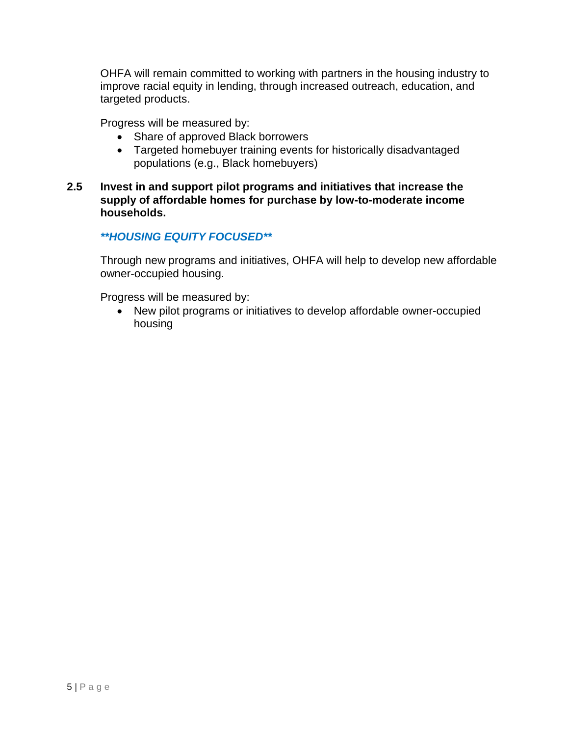OHFA will remain committed to working with partners in the housing industry to improve racial equity in lending, through increased outreach, education, and targeted products.

Progress will be measured by:

- Share of approved Black borrowers
- Targeted homebuyer training events for historically disadvantaged populations (e.g., Black homebuyers)

### 2.5 Invest in and support pilot programs and initiatives that increase the supply of affordable homes for purchase by low-to-moderate income households.

***\*\*HOUSING EQUITY FOCUSED\*\****

Through new programs and initiatives, OHFA will help to develop new affordable owner-occupied housing.

Progress will be measured by:

- New pilot programs or initiatives to develop affordable owner-occupied housing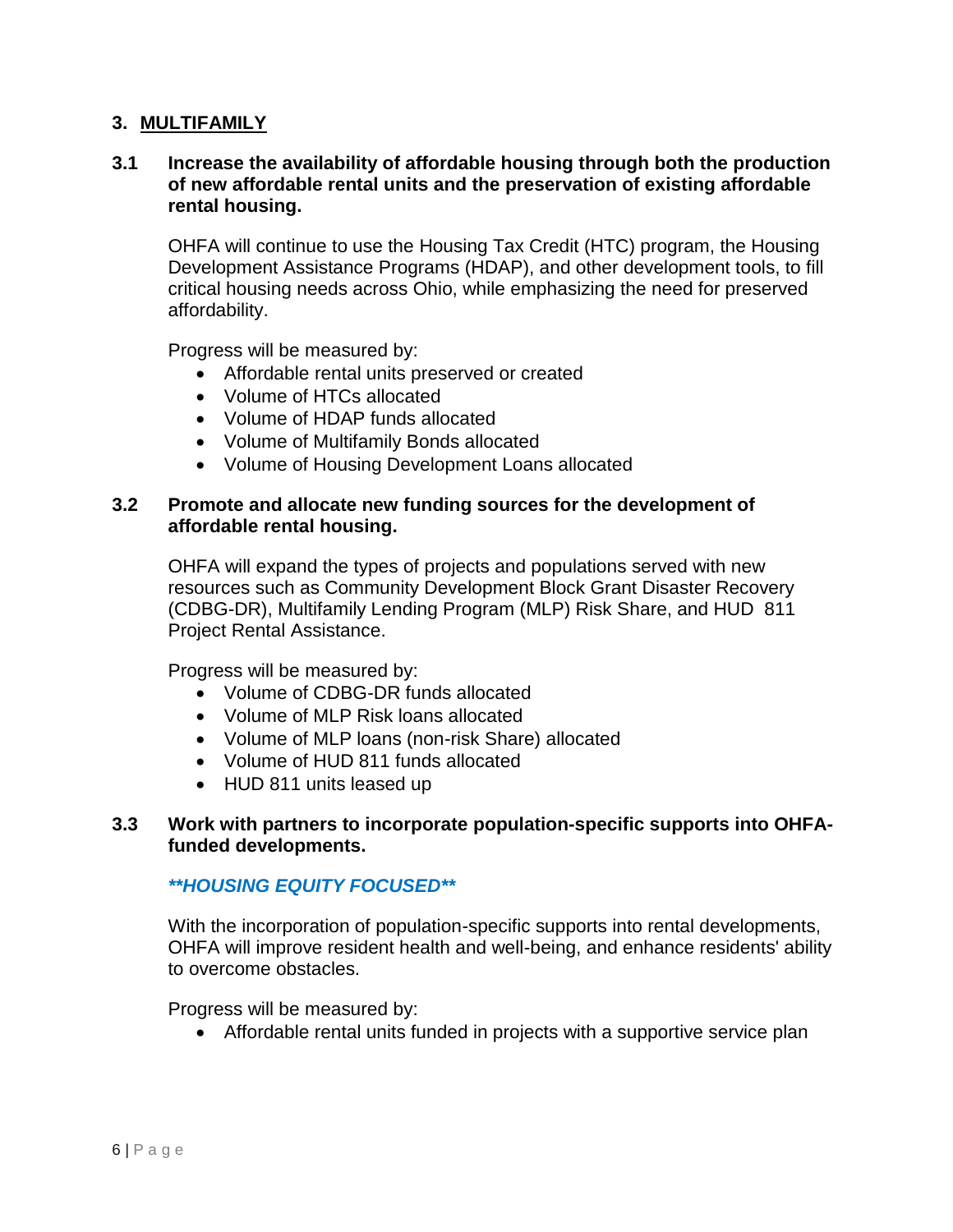## 3. MULTIFAMILY

### 3.1 Increase the availability of affordable housing through both the production of new affordable rental units and the preservation of existing affordable rental housing.

OHFA will continue to use the Housing Tax Credit (HTC) program, the Housing Development Assistance Programs (HDAP), and other development tools, to fill critical housing needs across Ohio, while emphasizing the need for preserved affordability.

Progress will be measured by:

- Affordable rental units preserved or created
- Volume of HTCs allocated
- Volume of HDAP funds allocated
- Volume of Multifamily Bonds allocated
- Volume of Housing Development Loans allocated

### 3.2 Promote and allocate new funding sources for the development of affordable rental housing.

OHFA will expand the types of projects and populations served with new resources such as Community Development Block Grant Disaster Recovery (CDBG-DR), Multifamily Lending Program (MLP) Risk Share, and HUD 811 Project Rental Assistance.

Progress will be measured by:

- Volume of CDBG-DR funds allocated
- Volume of MLP Risk loans allocated
- Volume of MLP loans (non-risk Share) allocated
- Volume of HUD 811 funds allocated
- HUD 811 units leased up

### 3.3 Work with partners to incorporate population-specific supports into OHFA-funded developments.

***\*\*HOUSING EQUITY FOCUSED\*\****

With the incorporation of population-specific supports into rental developments, OHFA will improve resident health and well-being, and enhance residents' ability to overcome obstacles.

Progress will be measured by:

- Affordable rental units funded in projects with a supportive service plan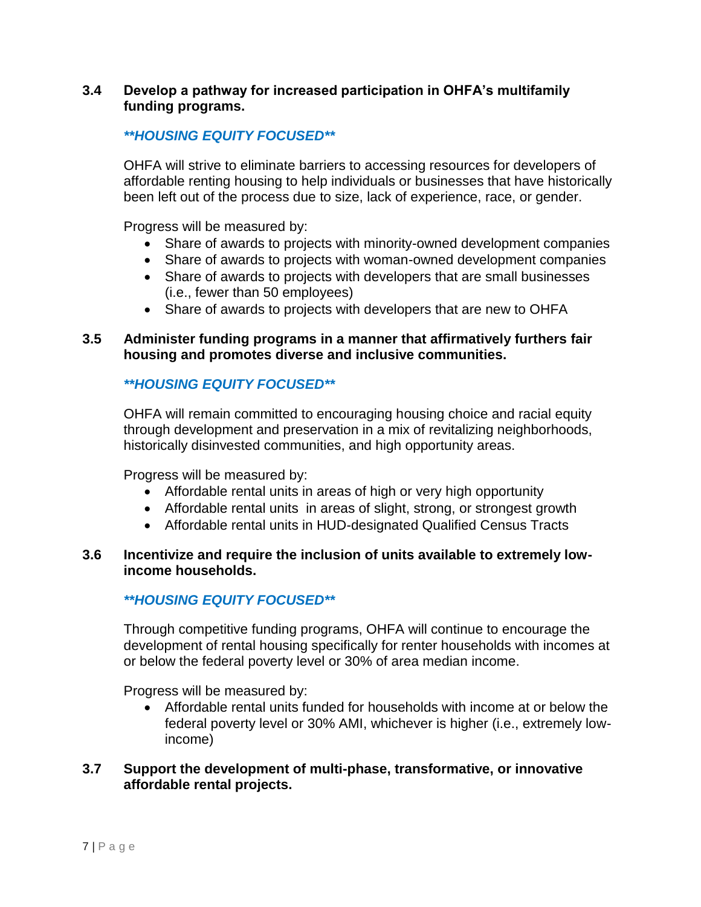### 3.4 Develop a pathway for increased participation in OHFA's multifamily funding programs.

***\*\*HOUSING EQUITY FOCUSED\*\****

OHFA will strive to eliminate barriers to accessing resources for developers of affordable renting housing to help individuals or businesses that have historically been left out of the process due to size, lack of experience, race, or gender.

Progress will be measured by:

- Share of awards to projects with minority-owned development companies
- Share of awards to projects with woman-owned development companies
- Share of awards to projects with developers that are small businesses (i.e., fewer than 50 employees)
- Share of awards to projects with developers that are new to OHFA

### 3.5 Administer funding programs in a manner that affirmatively furthers fair housing and promotes diverse and inclusive communities.

***\*\*HOUSING EQUITY FOCUSED\*\****

OHFA will remain committed to encouraging housing choice and racial equity through development and preservation in a mix of revitalizing neighborhoods, historically disinvested communities, and high opportunity areas.

Progress will be measured by:

- Affordable rental units in areas of high or very high opportunity
- Affordable rental units in areas of slight, strong, or strongest growth
- Affordable rental units in HUD-designated Qualified Census Tracts

### 3.6 Incentivize and require the inclusion of units available to extremely low-income households.

***\*\*HOUSING EQUITY FOCUSED\*\****

Through competitive funding programs, OHFA will continue to encourage the development of rental housing specifically for renter households with incomes at or below the federal poverty level or 30% of area median income.

Progress will be measured by:

- Affordable rental units funded for households with income at or below the federal poverty level or 30% AMI, whichever is higher (i.e., extremely low-income)

### 3.7 Support the development of multi-phase, transformative, or innovative affordable rental projects.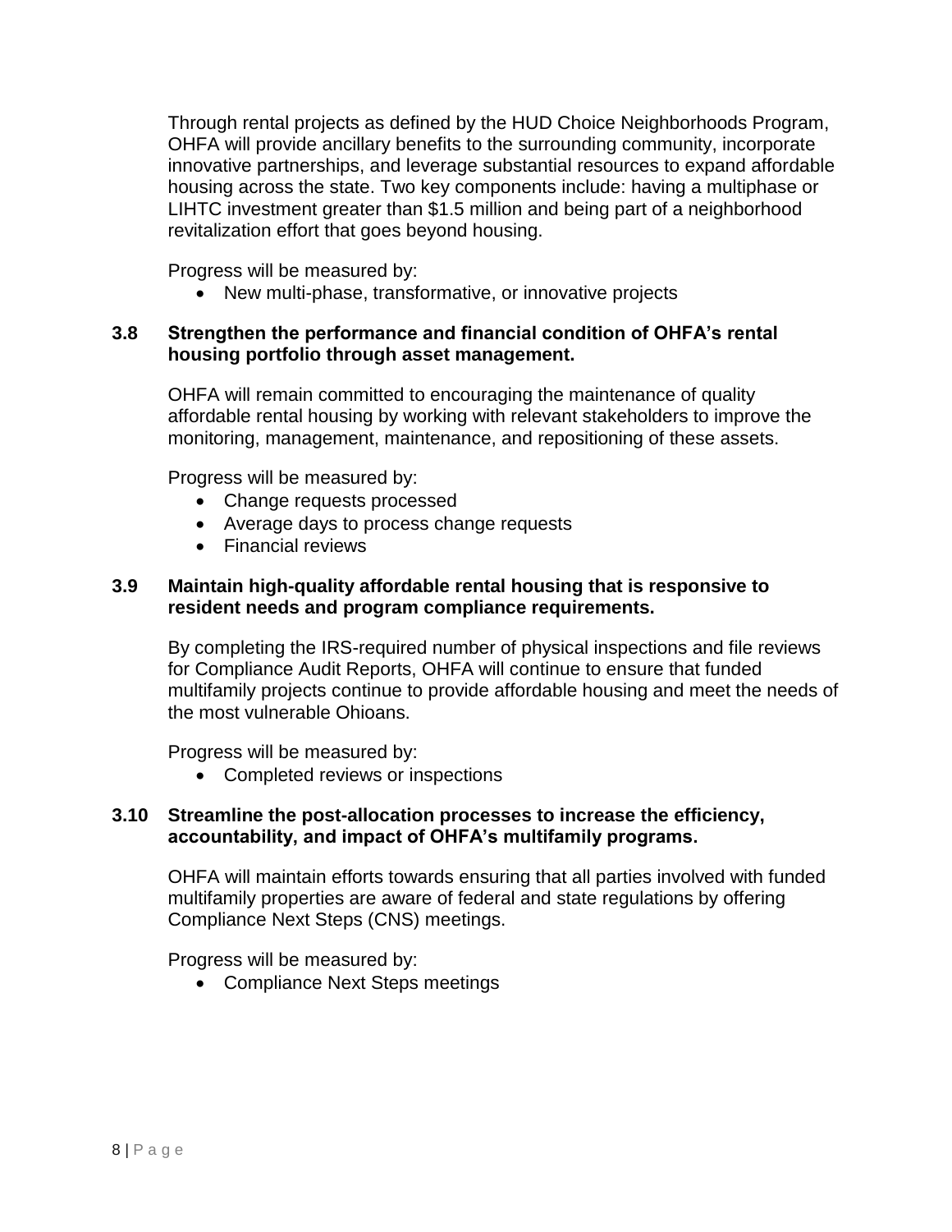Through rental projects as defined by the HUD Choice Neighborhoods Program, OHFA will provide ancillary benefits to the surrounding community, incorporate innovative partnerships, and leverage substantial resources to expand affordable housing across the state. Two key components include: having a multiphase or LIHTC investment greater than $1.5 million and being part of a neighborhood revitalization effort that goes beyond housing.

Progress will be measured by:

- New multi-phase, transformative, or innovative projects

### 3.8 Strengthen the performance and financial condition of OHFA's rental housing portfolio through asset management.

OHFA will remain committed to encouraging the maintenance of quality affordable rental housing by working with relevant stakeholders to improve the monitoring, management, maintenance, and repositioning of these assets.

Progress will be measured by:

- Change requests processed
- Average days to process change requests
- Financial reviews

### 3.9 Maintain high-quality affordable rental housing that is responsive to resident needs and program compliance requirements.

By completing the IRS-required number of physical inspections and file reviews for Compliance Audit Reports, OHFA will continue to ensure that funded multifamily projects continue to provide affordable housing and meet the needs of the most vulnerable Ohioans.

Progress will be measured by:

- Completed reviews or inspections

### 3.10 Streamline the post-allocation processes to increase the efficiency, accountability, and impact of OHFA's multifamily programs.

OHFA will maintain efforts towards ensuring that all parties involved with funded multifamily properties are aware of federal and state regulations by offering Compliance Next Steps (CNS) meetings.

Progress will be measured by:

- Compliance Next Steps meetings